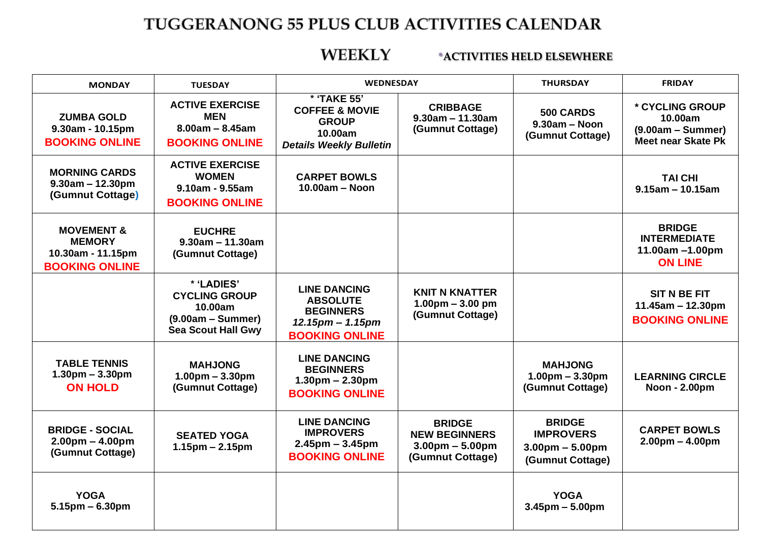# TUGGERANONG 55 PLUS CLUB ACTIVITIES CALENDAR

## WEEKLY

*ACTIVITIES HELD ELSEWHERE

| MONDAY | TUESDAY | WEDNESDAY | | THURSDAY | FRIDAY |
|---|---|---|---|---|---|
| **ZUMBA GOLD**<br>**9.30am - 10.15pm**<br>**BOOKING ONLINE** | **ACTIVE EXERCISE MEN**<br>**8.00am – 8.45am**<br>**BOOKING ONLINE** | *** 'TAKE 55' COFFEE & MOVIE GROUP**<br>**10.00am**<br>***Details Weekly Bulletin*** | **CRIBBAGE**<br>**9.30am – 11.30am**<br>**(Gumnut Cottage)** | **500 CARDS**<br>**9.30am – Noon**<br>**(Gumnut Cottage)** | *** CYCLING GROUP**<br>**10.00am**<br>**(9.00am – Summer)**<br>**Meet near Skate Pk** |
| **MORNING CARDS**<br>**9.30am – 12.30pm**<br>**(Gumnut Cottage)** | **ACTIVE EXERCISE WOMEN**<br>**9.10am - 9.55am**<br>**BOOKING ONLINE** | **CARPET BOWLS**<br>**10.00am – Noon** | | | **TAI CHI**<br>**9.15am – 10.15am** |
| **MOVEMENT & MEMORY**<br>**10.30am - 11.15pm**<br>**BOOKING ONLINE** | **EUCHRE**<br>**9.30am – 11.30am**<br>**(Gumnut Cottage)** | | | | **BRIDGE INTERMEDIATE**<br>**11.00am –1.00pm**<br>**ON LINE** |
| | *** 'LADIES' CYCLING GROUP**<br>**10.00am**<br>**(9.00am – Summer)**<br>**Sea Scout Hall Gwy** | **LINE DANCING ABSOLUTE BEGINNERS**<br>***12.15pm – 1.15pm***<br>**BOOKING ONLINE** | **KNIT N KNATTER**<br>**1.00pm – 3.00 pm**<br>**(Gumnut Cottage)** | | **SIT N BE FIT**<br>**11.45am – 12.30pm**<br>**BOOKING ONLINE** |
| **TABLE TENNIS**<br>**1.30pm – 3.30pm**<br>**ON HOLD** | **MAHJONG**<br>**1.00pm – 3.30pm**<br>**(Gumnut Cottage)** | **LINE DANCING BEGINNERS**<br>**1.30pm – 2.30pm**<br>**BOOKING ONLINE** | | **MAHJONG**<br>**1.00pm – 3.30pm**<br>**(Gumnut Cottage)** | **LEARNING CIRCLE**<br>**Noon - 2.00pm** |
| **BRIDGE - SOCIAL**<br>**2.00pm – 4.00pm**<br>**(Gumnut Cottage)** | **SEATED YOGA**<br>**1.15pm – 2.15pm** | **LINE DANCING IMPROVERS**<br>**2.45pm – 3.45pm**<br>**BOOKING ONLINE** | **BRIDGE NEW BEGINNERS**<br>**3.00pm – 5.00pm**<br>**(Gumnut Cottage)** | **BRIDGE IMPROVERS**<br>**3.00pm – 5.00pm**<br>**(Gumnut Cottage)** | **CARPET BOWLS**<br>**2.00pm – 4.00pm** |
| **YOGA**<br>**5.15pm – 6.30pm** | | | | **YOGA**<br>**3.45pm – 5.00pm** | |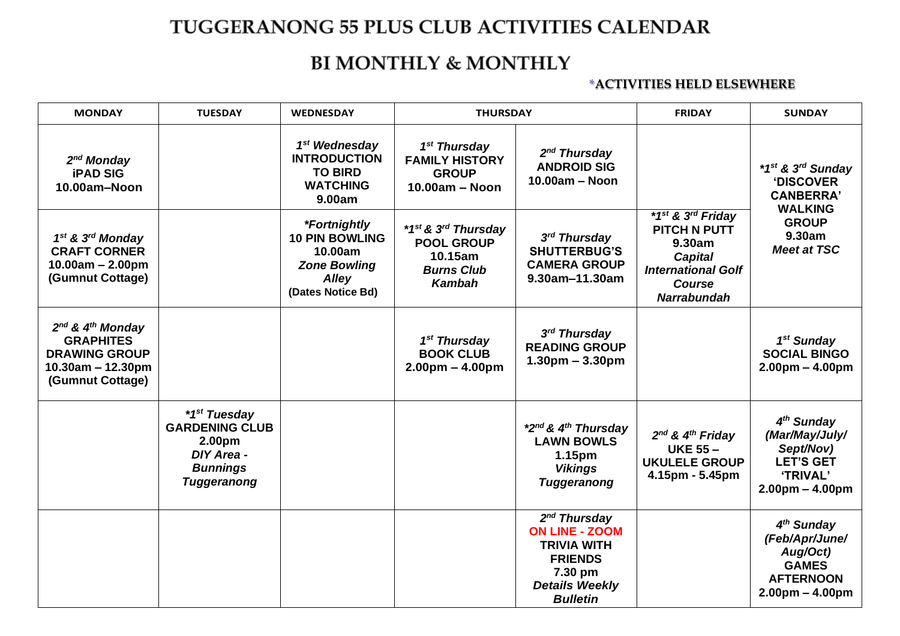# TUGGERANONG 55 PLUS CLUB ACTIVITIES CALENDAR

## BI MONTHLY & MONTHLY

***ACTIVITIES HELD ELSEWHERE**

| MONDAY | TUESDAY | WEDNESDAY | THURSDAY | | FRIDAY | SUNDAY |
|---|---|---|---|---|---|---|
| *2nd Monday* **iPAD SIG** **10.00am–Noon** | | *1st Wednesday* **INTRODUCTION TO BIRD WATCHING** **9.00am** | *1st Thursday* **FAMILY HISTORY GROUP** **10.00am – Noon** | *2nd Thursday* **ANDROID SIG** **10.00am – Noon** | | *\*1st & 3rd Sunday* **'DISCOVER CANBERRA' WALKING GROUP** **9.30am** ***Meet at TSC*** |
| *1st & 3rd Monday* **CRAFT CORNER** **10.00am – 2.00pm** **(Gumnut Cottage)** | | *\*Fortnightly* **10 PIN BOWLING** **10.00am** ***Zone Bowling Alley*** **(Dates Notice Bd)** | *\*1st & 3rd Thursday* **POOL GROUP** **10.15am** ***Burns Club Kambah*** | *3rd Thursday* **SHUTTERBUG'S CAMERA GROUP** **9.30am–11.30am** | *\*1st & 3rd Friday* **PITCH N PUTT** **9.30am** ***Capital International Golf Course Narrabundah*** | |
| *2nd & 4th Monday* **GRAPHITES DRAWING GROUP** **10.30am – 12.30pm** **(Gumnut Cottage)** | | | *1st Thursday* **BOOK CLUB** **2.00pm – 4.00pm** | *3rd Thursday* **READING GROUP** **1.30pm – 3.30pm** | | *1st Sunday* **SOCIAL BINGO** **2.00pm – 4.00pm** |
| | *\*1st Tuesday* **GARDENING CLUB** **2.00pm** ***DIY Area - Bunnings Tuggeranong*** | | | *\*2nd & 4th Thursday* **LAWN BOWLS** **1.15pm** ***Vikings Tuggeranong*** | *2nd & 4th Friday* **UKE 55 – UKULELE GROUP** **4.15pm - 5.45pm** | *4th Sunday* *(Mar/May/July/ Sept/Nov)* **LET'S GET 'TRIVAL'** **2.00pm – 4.00pm** |
| | | | | *2nd Thursday* **ON LINE - ZOOM** **TRIVIA WITH FRIENDS** **7.30 pm** ***Details Weekly Bulletin*** | | *4th Sunday* *(Feb/Apr/June/ Aug/Oct)* **GAMES AFTERNOON** **2.00pm – 4.00pm** |